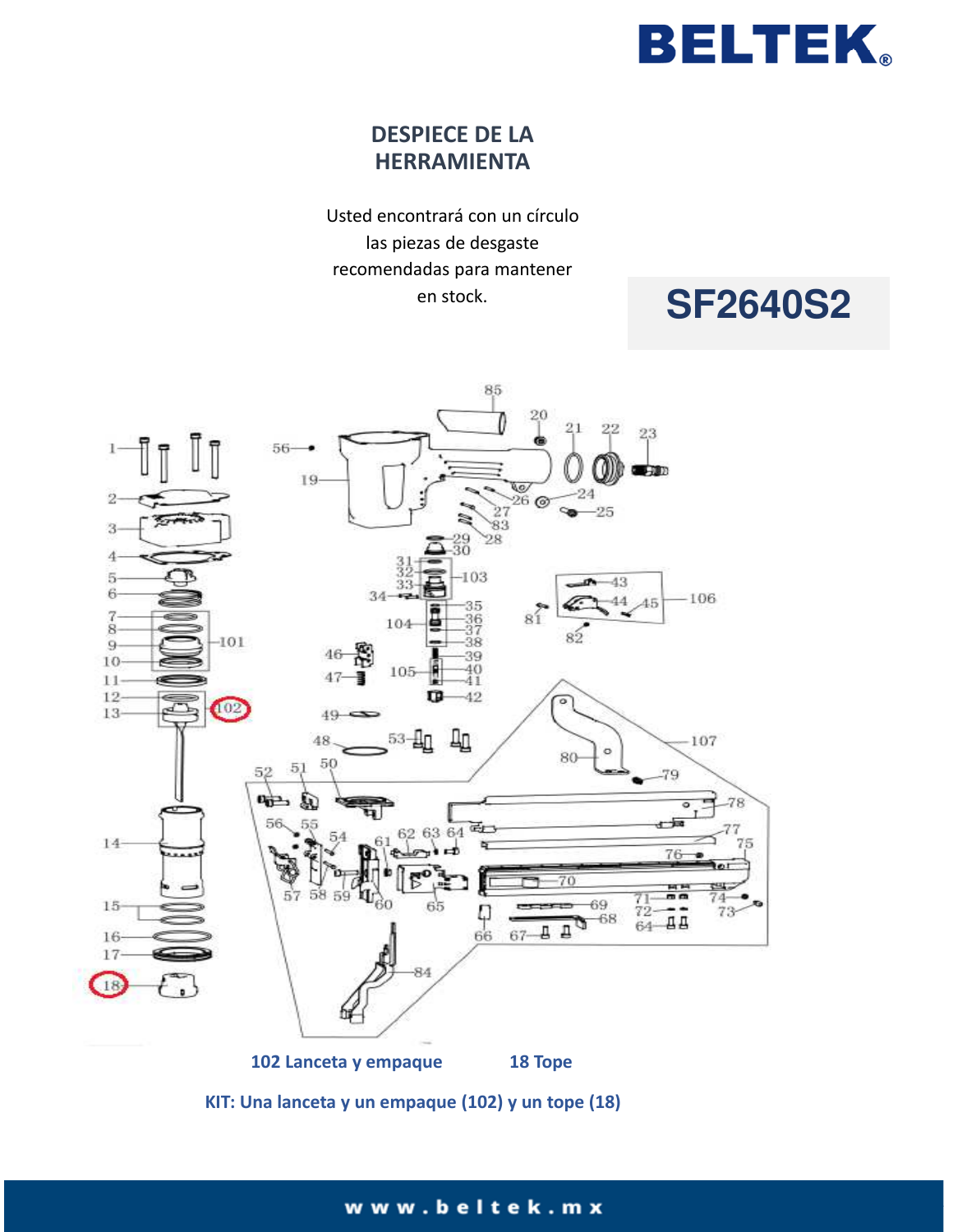BELTEK®

## DESPIECE DE LA HERRAMIENTA

Usted encontrará con un círculo las piezas de desgaste recomendadas para mantener en stock.

# SF2640S2

**102 Lanceta y empaque** **18 Tope**

**KIT: Una lanceta y un empaque (102) y un tope (18)**

www.beltek.mx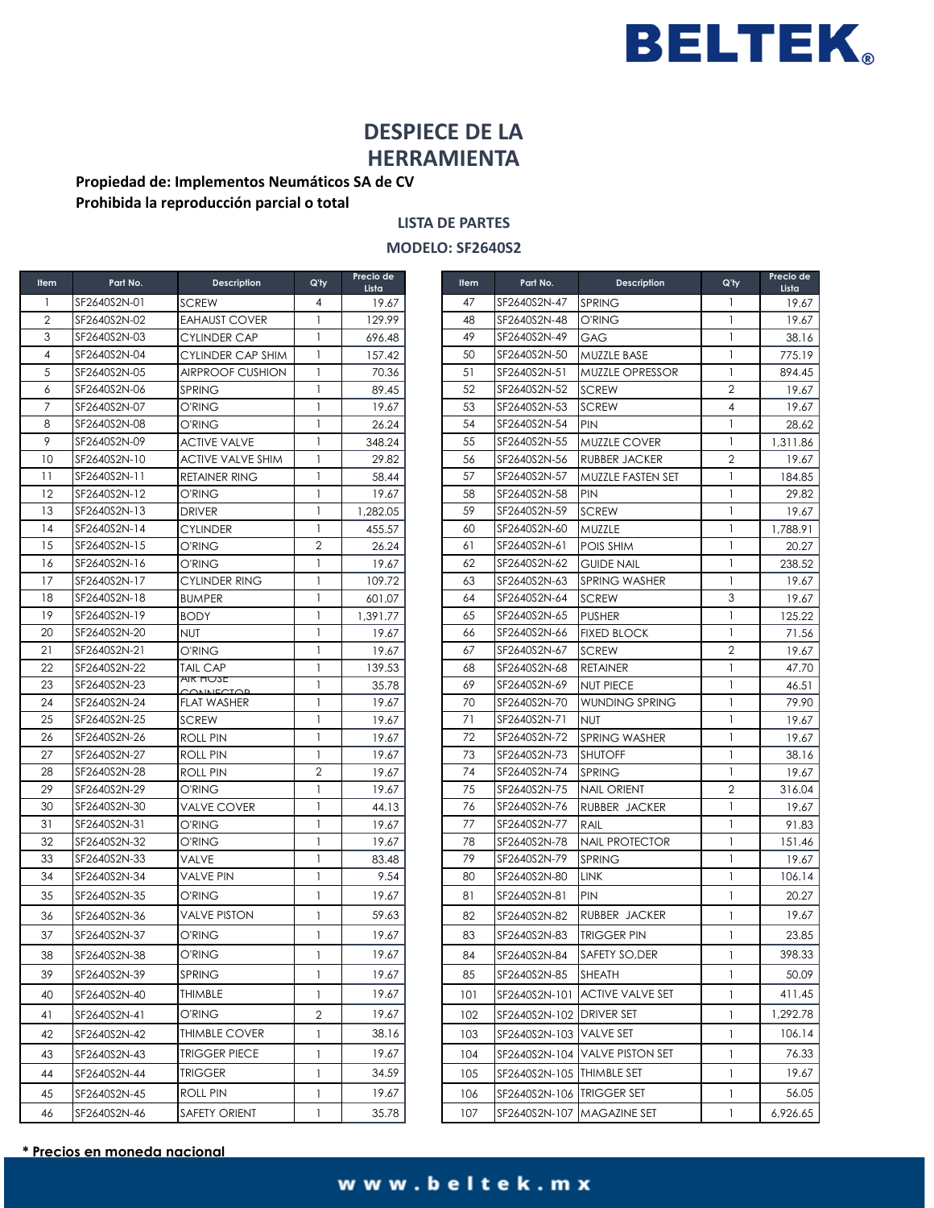# DESPIECE DE LA HERRAMIENTA

**Propiedad de: Implementos Neumáticos SA de CV**
**Prohibida la reproducción parcial o total**

### LISTA DE PARTES

### MODELO: SF2640S2

| Item | Part No. | Description | Q'ty | Precio de Lista |
|---|---|---|---|---|
| 1 | SF2640S2N-01 | SCREW | 4 | 19.67 |
| 2 | SF2640S2N-02 | EAHAUST COVER | 1 | 129.99 |
| 3 | SF2640S2N-03 | CYLINDER CAP | 1 | 696.48 |
| 4 | SF2640S2N-04 | CYLINDER CAP SHIM | 1 | 157.42 |
| 5 | SF2640S2N-05 | AIRPROOF CUSHION | 1 | 70.36 |
| 6 | SF2640S2N-06 | SPRING | 1 | 89.45 |
| 7 | SF2640S2N-07 | O'RING | 1 | 19.67 |
| 8 | SF2640S2N-08 | O'RING | 1 | 26.24 |
| 9 | SF2640S2N-09 | ACTIVE VALVE | 1 | 348.24 |
| 10 | SF2640S2N-10 | ACTIVE VALVE SHIM | 1 | 29.82 |
| 11 | SF2640S2N-11 | RETAINER RING | 1 | 58.44 |
| 12 | SF2640S2N-12 | O'RING | 1 | 19.67 |
| 13 | SF2640S2N-13 | DRIVER | 1 | 1,282.05 |
| 14 | SF2640S2N-14 | CYLINDER | 1 | 455.57 |
| 15 | SF2640S2N-15 | O'RING | 2 | 26.24 |
| 16 | SF2640S2N-16 | O'RING | 1 | 19.67 |
| 17 | SF2640S2N-17 | CYLINDER RING | 1 | 109.72 |
| 18 | SF2640S2N-18 | BUMPER | 1 | 601.07 |
| 19 | SF2640S2N-19 | BODY | 1 | 1,391.77 |
| 20 | SF2640S2N-20 | NUT | 1 | 19.67 |
| 21 | SF2640S2N-21 | O'RING | 1 | 19.67 |
| 22 | SF2640S2N-22 | TAIL CAP | 1 | 139.53 |
| 23 | SF2640S2N-23 | AIR HOSE CONNECTOR | 1 | 35.78 |
| 24 | SF2640S2N-24 | FLAT WASHER | 1 | 19.67 |
| 25 | SF2640S2N-25 | SCREW | 1 | 19.67 |
| 26 | SF2640S2N-26 | ROLL PIN | 1 | 19.67 |
| 27 | SF2640S2N-27 | ROLL PIN | 1 | 19.67 |
| 28 | SF2640S2N-28 | ROLL PIN | 2 | 19.67 |
| 29 | SF2640S2N-29 | O'RING | 1 | 19.67 |
| 30 | SF2640S2N-30 | VALVE COVER | 1 | 44.13 |
| 31 | SF2640S2N-31 | O'RING | 1 | 19.67 |
| 32 | SF2640S2N-32 | O'RING | 1 | 19.67 |
| 33 | SF2640S2N-33 | VALVE | 1 | 83.48 |
| 34 | SF2640S2N-34 | VALVE PIN | 1 | 9.54 |
| 35 | SF2640S2N-35 | O'RING | 1 | 19.67 |
| 36 | SF2640S2N-36 | VALVE PISTON | 1 | 59.63 |
| 37 | SF2640S2N-37 | O'RING | 1 | 19.67 |
| 38 | SF2640S2N-38 | O'RING | 1 | 19.67 |
| 39 | SF2640S2N-39 | SPRING | 1 | 19.67 |
| 40 | SF2640S2N-40 | THIMBLE | 1 | 19.67 |
| 41 | SF2640S2N-41 | O'RING | 2 | 19.67 |
| 42 | SF2640S2N-42 | THIMBLE COVER | 1 | 38.16 |
| 43 | SF2640S2N-43 | TRIGGER PIECE | 1 | 19.67 |
| 44 | SF2640S2N-44 | TRIGGER | 1 | 34.59 |
| 45 | SF2640S2N-45 | ROLL PIN | 1 | 19.67 |
| 46 | SF2640S2N-46 | SAFETY ORIENT | 1 | 35.78 |
| 47 | SF2640S2N-47 | SPRING | 1 | 19.67 |
| 48 | SF2640S2N-48 | O'RING | 1 | 19.67 |
| 49 | SF2640S2N-49 | GAG | 1 | 38.16 |
| 50 | SF2640S2N-50 | MUZZLE BASE | 1 | 775.19 |
| 51 | SF2640S2N-51 | MUZZLE OPRESSOR | 1 | 894.45 |
| 52 | SF2640S2N-52 | SCREW | 2 | 19.67 |
| 53 | SF2640S2N-53 | SCREW | 4 | 19.67 |
| 54 | SF2640S2N-54 | PIN | 1 | 28.62 |
| 55 | SF2640S2N-55 | MUZZLE COVER | 1 | 1,311.86 |
| 56 | SF2640S2N-56 | RUBBER JACKER | 2 | 19.67 |
| 57 | SF2640S2N-57 | MUZZLE FASTEN SET | 1 | 184.85 |
| 58 | SF2640S2N-58 | PIN | 1 | 29.82 |
| 59 | SF2640S2N-59 | SCREW | 1 | 19.67 |
| 60 | SF2640S2N-60 | MUZZLE | 1 | 1,788.91 |
| 61 | SF2640S2N-61 | POIS SHIM | 1 | 20.27 |
| 62 | SF2640S2N-62 | GUIDE NAIL | 1 | 238.52 |
| 63 | SF2640S2N-63 | SPRING WASHER | 1 | 19.67 |
| 64 | SF2640S2N-64 | SCREW | 3 | 19.67 |
| 65 | SF2640S2N-65 | PUSHER | 1 | 125.22 |
| 66 | SF2640S2N-66 | FIXED BLOCK | 1 | 71.56 |
| 67 | SF2640S2N-67 | SCREW | 2 | 19.67 |
| 68 | SF2640S2N-68 | RETAINER | 1 | 47.70 |
| 69 | SF2640S2N-69 | NUT PIECE | 1 | 46.51 |
| 70 | SF2640S2N-70 | WUNDING SPRING | 1 | 79.90 |
| 71 | SF2640S2N-71 | NUT | 1 | 19.67 |
| 72 | SF2640S2N-72 | SPRING WASHER | 1 | 19.67 |
| 73 | SF2640S2N-73 | SHUTOFF | 1 | 38.16 |
| 74 | SF2640S2N-74 | SPRING | 1 | 19.67 |
| 75 | SF2640S2N-75 | NAIL ORIENT | 2 | 316.04 |
| 76 | SF2640S2N-76 | RUBBER JACKER | 1 | 19.67 |
| 77 | SF2640S2N-77 | RAIL | 1 | 91.83 |
| 78 | SF2640S2N-78 | NAIL PROTECTOR | 1 | 151.46 |
| 79 | SF2640S2N-79 | SPRING | 1 | 19.67 |
| 80 | SF2640S2N-80 | LINK | 1 | 106.14 |
| 81 | SF2640S2N-81 | PIN | 1 | 20.27 |
| 82 | SF2640S2N-82 | RUBBER JACKER | 1 | 19.67 |
| 83 | SF2640S2N-83 | TRIGGER PIN | 1 | 23.85 |
| 84 | SF2640S2N-84 | SAFETY SO,DER | 1 | 398.33 |
| 85 | SF2640S2N-85 | SHEATH | 1 | 50.09 |
| 101 | SF2640S2N-101 | ACTIVE VALVE SET | 1 | 411.45 |
| 102 | SF2640S2N-102 | DRIVER SET | 1 | 1,292.78 |
| 103 | SF2640S2N-103 | VALVE SET | 1 | 106.14 |
| 104 | SF2640S2N-104 | VALVE PISTON SET | 1 | 76.33 |
| 105 | SF2640S2N-105 | THIMBLE SET | 1 | 19.67 |
| 106 | SF2640S2N-106 | TRIGGER SET | 1 | 56.05 |
| 107 | SF2640S2N-107 | MAGAZINE SET | 1 | 6,926.65 |

**\* Precios en moneda nacional**